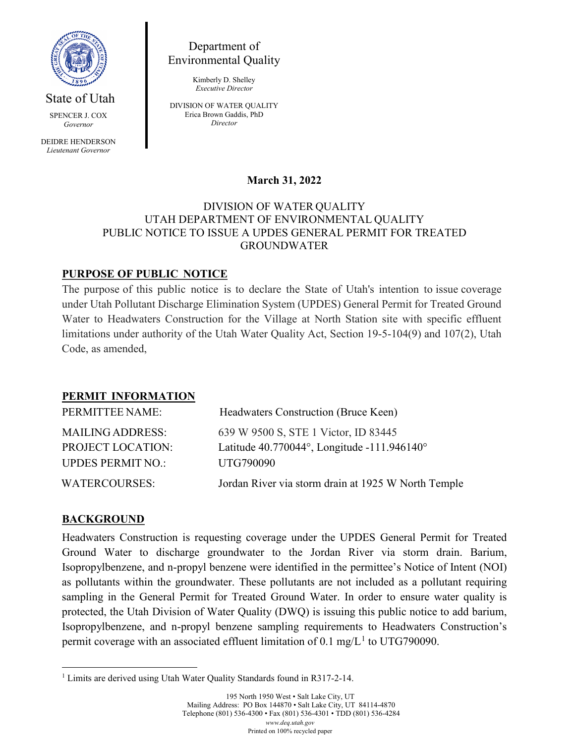State of Utah

SPENCER J. COX
*Governor*

DEIDRE HENDERSON
*Lieutenant Governor*

Department of Environmental Quality

Kimberly D. Shelley
*Executive Director*

DIVISION OF WATER QUALITY
Erica Brown Gaddis, PhD
*Director*

**March 31, 2022**

DIVISION OF WATER QUALITY
UTAH DEPARTMENT OF ENVIRONMENTAL QUALITY
PUBLIC NOTICE TO ISSUE A UPDES GENERAL PERMIT FOR TREATED GROUNDWATER

## PURPOSE OF PUBLIC NOTICE

The purpose of this public notice is to declare the State of Utah's intention to issue coverage under Utah Pollutant Discharge Elimination System (UPDES) General Permit for Treated Ground Water to Headwaters Construction for the Village at North Station site with specific effluent limitations under authority of the Utah Water Quality Act, Section 19-5-104(9) and 107(2), Utah Code, as amended,

## PERMIT INFORMATION

| | |
|---|---|
| PERMITTEE NAME: | Headwaters Construction (Bruce Keen) |
| MAILING ADDRESS: | 639 W 9500 S, STE 1 Victor, ID 83445 |
| PROJECT LOCATION: | Latitude 40.770044°, Longitude -111.946140° |
| UPDES PERMIT NO.: | UTG790090 |
| WATERCOURSES: | Jordan River via storm drain at 1925 W North Temple |

## BACKGROUND

Headwaters Construction is requesting coverage under the UPDES General Permit for Treated Ground Water to discharge groundwater to the Jordan River via storm drain. Barium, Isopropylbenzene, and n-propyl benzene were identified in the permittee's Notice of Intent (NOI) as pollutants within the groundwater. These pollutants are not included as a pollutant requiring sampling in the General Permit for Treated Ground Water. In order to ensure water quality is protected, the Utah Division of Water Quality (DWQ) is issuing this public notice to add barium, Isopropylbenzene, and n-propyl benzene sampling requirements to Headwaters Construction's permit coverage with an associated effluent limitation of 0.1 mg/L[1] to UTG790090.

[1] Limits are derived using Utah Water Quality Standards found in R317-2-14.

195 North 1950 West • Salt Lake City, UT
Mailing Address: PO Box 144870 • Salt Lake City, UT 84114-4870
Telephone (801) 536-4300 • Fax (801) 536-4301 • TDD (801) 536-4284
*www.deq.utah.gov*
Printed on 100% recycled paper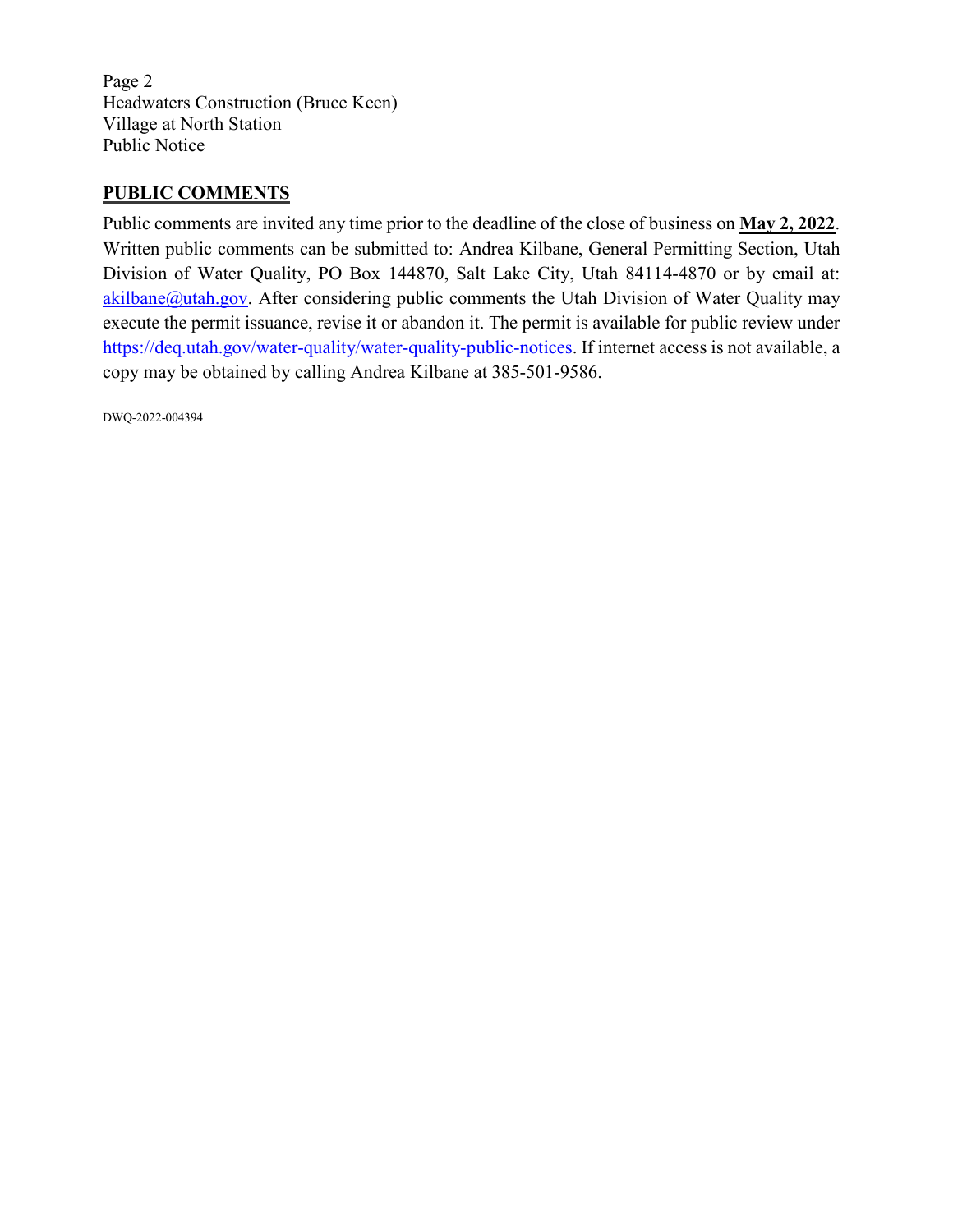## PUBLIC COMMENTS

Public comments are invited any time prior to the deadline of the close of business on **May 2, 2022**. Written public comments can be submitted to: Andrea Kilbane, General Permitting Section, Utah Division of Water Quality, PO Box 144870, Salt Lake City, Utah 84114-4870 or by email at: akilbane@utah.gov. After considering public comments the Utah Division of Water Quality may execute the permit issuance, revise it or abandon it. The permit is available for public review under https://deq.utah.gov/water-quality/water-quality-public-notices. If internet access is not available, a copy may be obtained by calling Andrea Kilbane at 385-501-9586.

DWQ-2022-004394